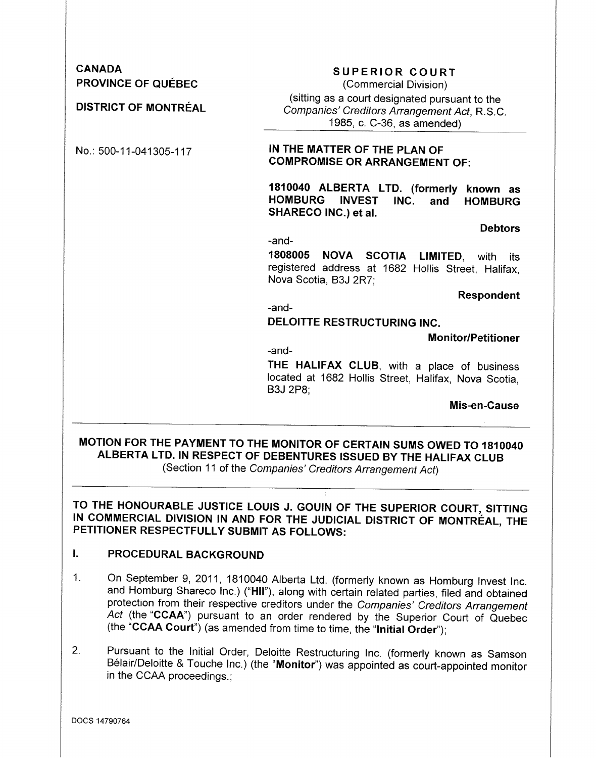**CANADA**
**PROVINCE OF QUÉBEC**

**DISTRICT OF MONTRÉAL**

No.: 500-11-041305-117

**SUPERIOR COURT**
(Commercial Division)
(sitting as a court designated pursuant to the *Companies' Creditors Arrangement Act*, R.S.C. 1985, c. C-36, as amended)

**IN THE MATTER OF THE PLAN OF COMPROMISE OR ARRANGEMENT OF:**

**1810040 ALBERTA LTD. (formerly known as HOMBURG INVEST INC. and HOMBURG SHARECO INC.) et al.**

**Debtors**

-and-

**1808005 NOVA SCOTIA LIMITED**, with its registered address at 1682 Hollis Street, Halifax, Nova Scotia, B3J 2R7;

**Respondent**

-and-

**DELOITTE RESTRUCTURING INC.**

**Monitor/Petitioner**

-and-

**THE HALIFAX CLUB**, with a place of business located at 1682 Hollis Street, Halifax, Nova Scotia, B3J 2P8;

**Mis-en-Cause**

---

**MOTION FOR THE PAYMENT TO THE MONITOR OF CERTAIN SUMS OWED TO 1810040 ALBERTA LTD. IN RESPECT OF DEBENTURES ISSUED BY THE HALIFAX CLUB**
(Section 11 of the *Companies' Creditors Arrangement Act*)

---

**TO THE HONOURABLE JUSTICE LOUIS J. GOUIN OF THE SUPERIOR COURT, SITTING IN COMMERCIAL DIVISION IN AND FOR THE JUDICIAL DISTRICT OF MONTRÉAL, THE PETITIONER RESPECTFULLY SUBMIT AS FOLLOWS:**

## I. PROCEDURAL BACKGROUND

1. On September 9, 2011, 1810040 Alberta Ltd. (formerly known as Homburg Invest Inc. and Homburg Shareco Inc.) ("**HII**"), along with certain related parties, filed and obtained protection from their respective creditors under the *Companies' Creditors Arrangement Act* (the "**CCAA**") pursuant to an order rendered by the Superior Court of Quebec (the "**CCAA Court**") (as amended from time to time, the "**Initial Order**");

2. Pursuant to the Initial Order, Deloitte Restructuring Inc. (formerly known as Samson Bélair/Deloitte & Touche Inc.) (the "**Monitor**") was appointed as court-appointed monitor in the CCAA proceedings.;

DOCS 14790764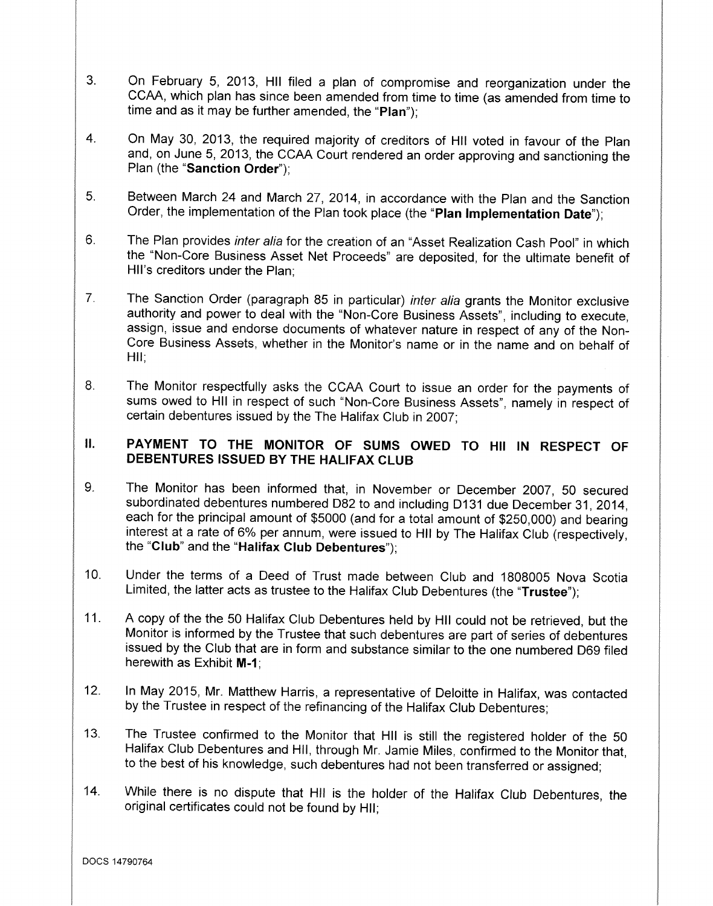3. On February 5, 2013, HII filed a plan of compromise and reorganization under the CCAA, which plan has since been amended from time to time (as amended from time to time and as it may be further amended, the "**Plan**");

4. On May 30, 2013, the required majority of creditors of HII voted in favour of the Plan and, on June 5, 2013, the CCAA Court rendered an order approving and sanctioning the Plan (the "**Sanction Order**");

5. Between March 24 and March 27, 2014, in accordance with the Plan and the Sanction Order, the implementation of the Plan took place (the "**Plan Implementation Date**");

6. The Plan provides *inter alia* for the creation of an "Asset Realization Cash Pool" in which the "Non-Core Business Asset Net Proceeds" are deposited, for the ultimate benefit of HII's creditors under the Plan;

7. The Sanction Order (paragraph 85 in particular) *inter alia* grants the Monitor exclusive authority and power to deal with the "Non-Core Business Assets", including to execute, assign, issue and endorse documents of whatever nature in respect of any of the Non-Core Business Assets, whether in the Monitor's name or in the name and on behalf of HII;

8. The Monitor respectfully asks the CCAA Court to issue an order for the payments of sums owed to HII in respect of such "Non-Core Business Assets", namely in respect of certain debentures issued by the The Halifax Club in 2007;

## II. PAYMENT TO THE MONITOR OF SUMS OWED TO HII IN RESPECT OF DEBENTURES ISSUED BY THE HALIFAX CLUB

9. The Monitor has been informed that, in November or December 2007, 50 secured subordinated debentures numbered D82 to and including D131 due December 31, 2014, each for the principal amount of $5000 (and for a total amount of $250,000) and bearing interest at a rate of 6% per annum, were issued to HII by The Halifax Club (respectively, the "**Club**" and the "**Halifax Club Debentures**");

10. Under the terms of a Deed of Trust made between Club and 1808005 Nova Scotia Limited, the latter acts as trustee to the Halifax Club Debentures (the "**Trustee**");

11. A copy of the the 50 Halifax Club Debentures held by HII could not be retrieved, but the Monitor is informed by the Trustee that such debentures are part of series of debentures issued by the Club that are in form and substance similar to the one numbered D69 filed herewith as Exhibit **M-1**;

12. In May 2015, Mr. Matthew Harris, a representative of Deloitte in Halifax, was contacted by the Trustee in respect of the refinancing of the Halifax Club Debentures;

13. The Trustee confirmed to the Monitor that HII is still the registered holder of the 50 Halifax Club Debentures and HII, through Mr. Jamie Miles, confirmed to the Monitor that, to the best of his knowledge, such debentures had not been transferred or assigned;

14. While there is no dispute that HII is the holder of the Halifax Club Debentures, the original certificates could not be found by HII;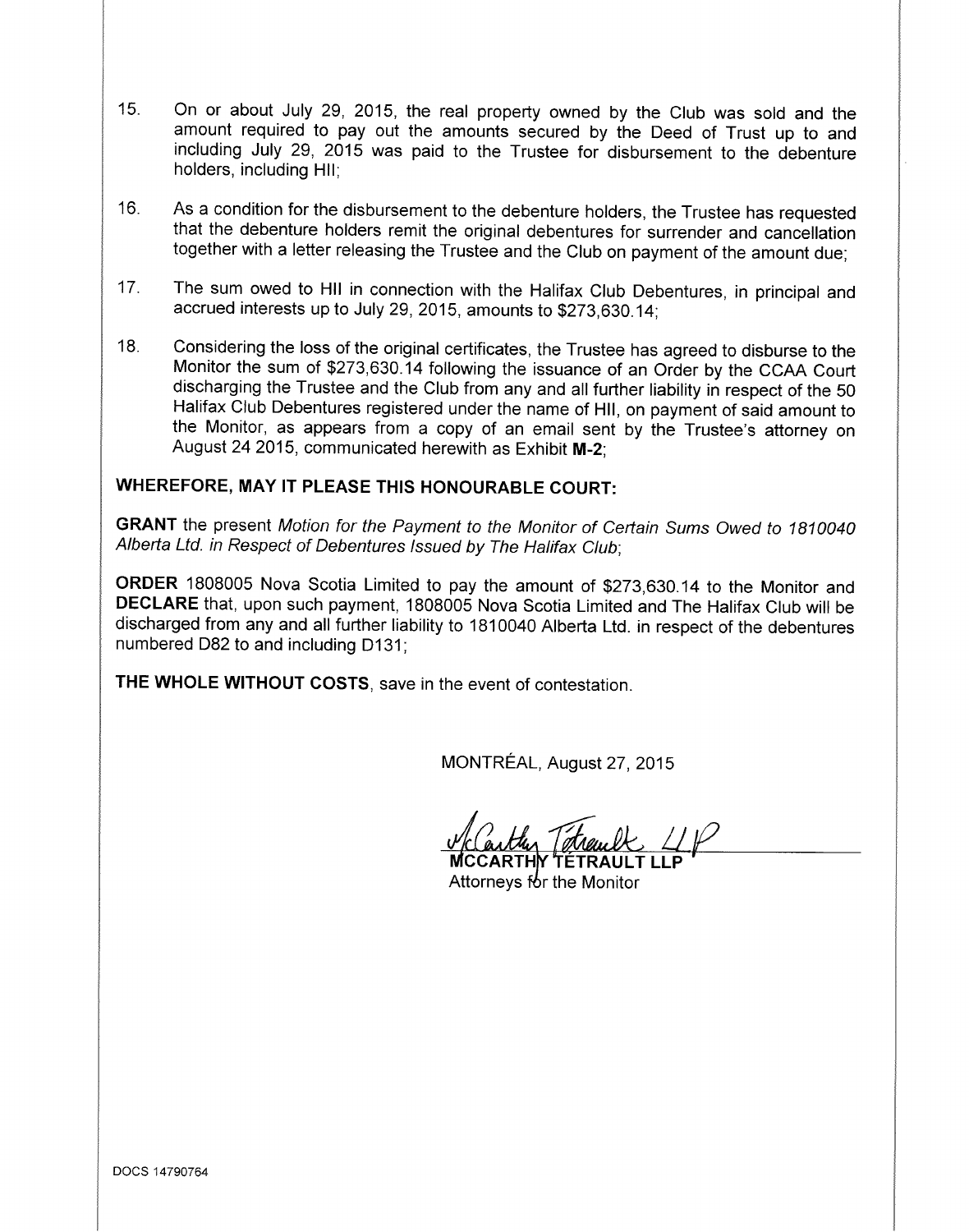15. On or about July 29, 2015, the real property owned by the Club was sold and the amount required to pay out the amounts secured by the Deed of Trust up to and including July 29, 2015 was paid to the Trustee for disbursement to the debenture holders, including HII;

16. As a condition for the disbursement to the debenture holders, the Trustee has requested that the debenture holders remit the original debentures for surrender and cancellation together with a letter releasing the Trustee and the Club on payment of the amount due;

17. The sum owed to HII in connection with the Halifax Club Debentures, in principal and accrued interests up to July 29, 2015, amounts to $273,630.14;

18. Considering the loss of the original certificates, the Trustee has agreed to disburse to the Monitor the sum of $273,630.14 following the issuance of an Order by the CCAA Court discharging the Trustee and the Club from any and all further liability in respect of the 50 Halifax Club Debentures registered under the name of HII, on payment of said amount to the Monitor, as appears from a copy of an email sent by the Trustee's attorney on August 24 2015, communicated herewith as Exhibit **M-2**;

**WHEREFORE, MAY IT PLEASE THIS HONOURABLE COURT:**

**GRANT** the present *Motion for the Payment to the Monitor of Certain Sums Owed to 1810040 Alberta Ltd. in Respect of Debentures Issued by The Halifax Club*;

**ORDER** 1808005 Nova Scotia Limited to pay the amount of $273,630.14 to the Monitor and **DECLARE** that, upon such payment, 1808005 Nova Scotia Limited and The Halifax Club will be discharged from any and all further liability to 1810040 Alberta Ltd. in respect of the debentures numbered D82 to and including D131;

**THE WHOLE WITHOUT COSTS**, save in the event of contestation.

MONTRÉAL, August 27, 2015

McCarthy Tétrault LLP

**MCCARTHY TÉTRAULT LLP**
Attorneys for the Monitor

DOCS 14790764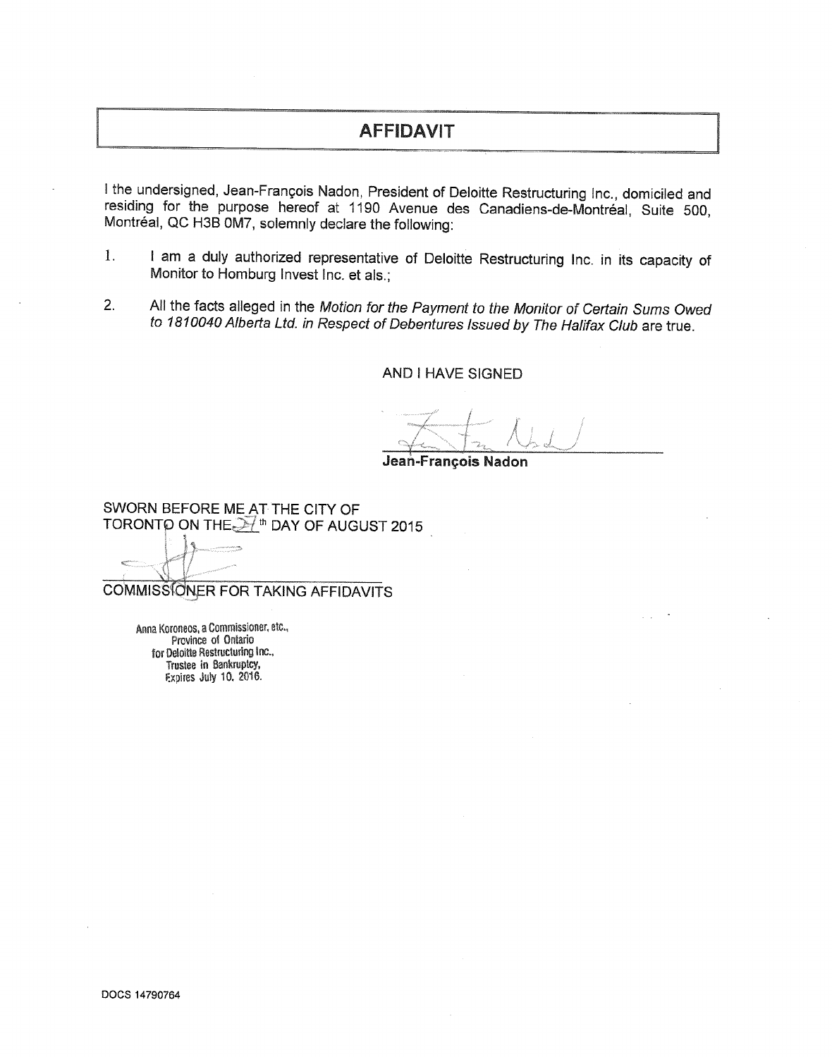# AFFIDAVIT

I the undersigned, Jean-François Nadon, President of Deloitte Restructuring Inc., domiciled and residing for the purpose hereof at 1190 Avenue des Canadiens-de-Montréal, Suite 500, Montréal, QC H3B 0M7, solemnly declare the following:

1. I am a duly authorized representative of Deloitte Restructuring Inc. in its capacity of Monitor to Homburg Invest Inc. et als.;

2. All the facts alleged in the *Motion for the Payment to the Monitor of Certain Sums Owed to 1810040 Alberta Ltd. in Respect of Debentures Issued by The Halifax Club* are true.

AND I HAVE SIGNED

**Jean-François Nadon**

SWORN BEFORE ME AT THE CITY OF TORONTO ON THE 27th DAY OF AUGUST 2015

COMMISSIONER FOR TAKING AFFIDAVITS

Anna Koroneos, a Commissioner, etc.,
Province of Ontario
for Deloitte Restructuring Inc.,
Trustee in Bankruptcy,
Expires July 10, 2016.

DOCS 14790764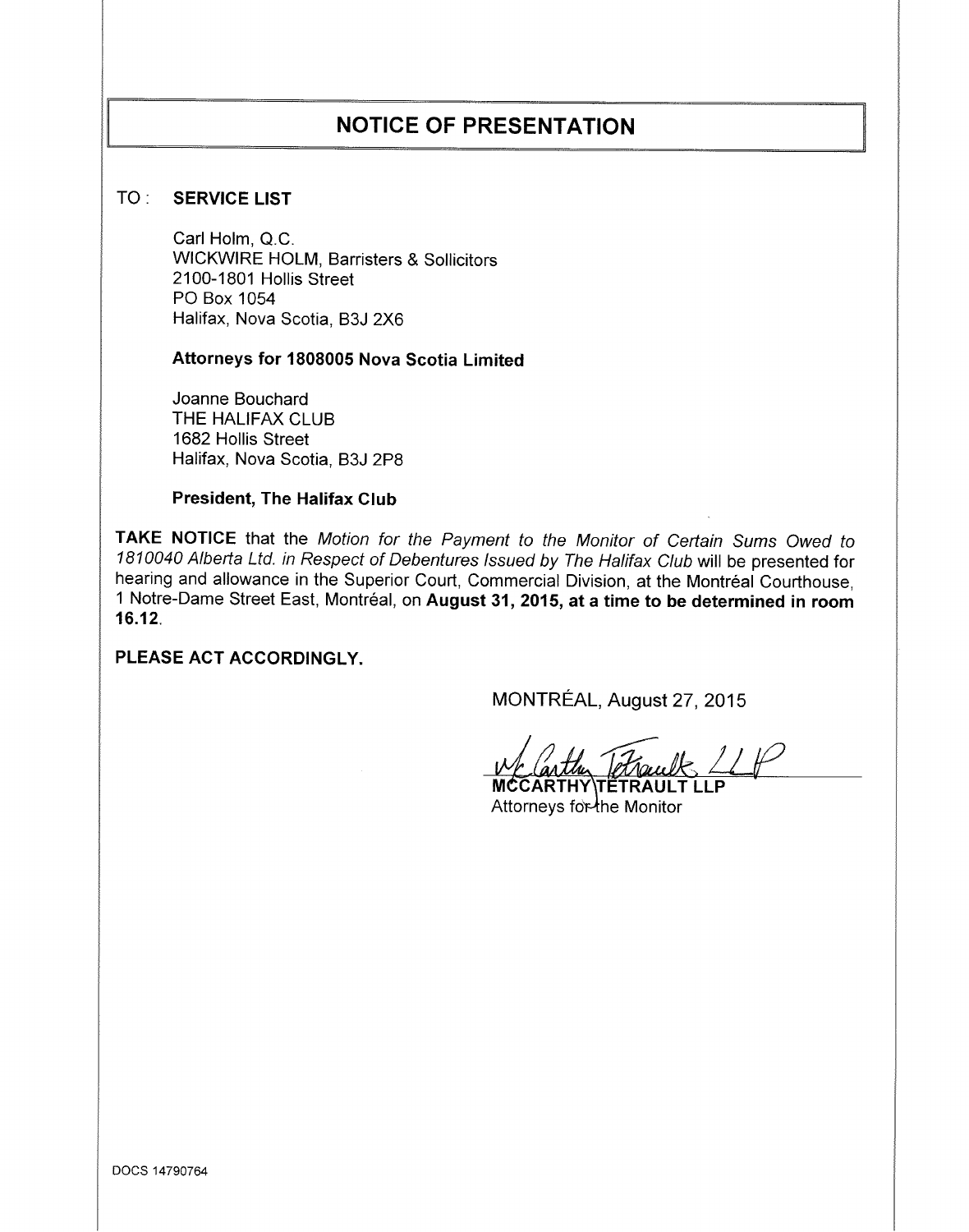# NOTICE OF PRESENTATION

TO : **SERVICE LIST**

Carl Holm, Q.C.
WICKWIRE HOLM, Barristers & Sollicitors
2100-1801 Hollis Street
PO Box 1054
Halifax, Nova Scotia, B3J 2X6

**Attorneys for 1808005 Nova Scotia Limited**

Joanne Bouchard
THE HALIFAX CLUB
1682 Hollis Street
Halifax, Nova Scotia, B3J 2P8

**President, The Halifax Club**

**TAKE NOTICE** that the *Motion for the Payment to the Monitor of Certain Sums Owed to 1810040 Alberta Ltd. in Respect of Debentures Issued by The Halifax Club* will be presented for hearing and allowance in the Superior Court, Commercial Division, at the Montréal Courthouse, 1 Notre-Dame Street East, Montréal, on **August 31, 2015, at a time to be determined in room 16.12**.

**PLEASE ACT ACCORDINGLY.**

MONTRÉAL, August 27, 2015

McCarthy Tétrault LLP

**MCCARTHY TÉTRAULT LLP**
Attorneys for the Monitor

DOCS 14790764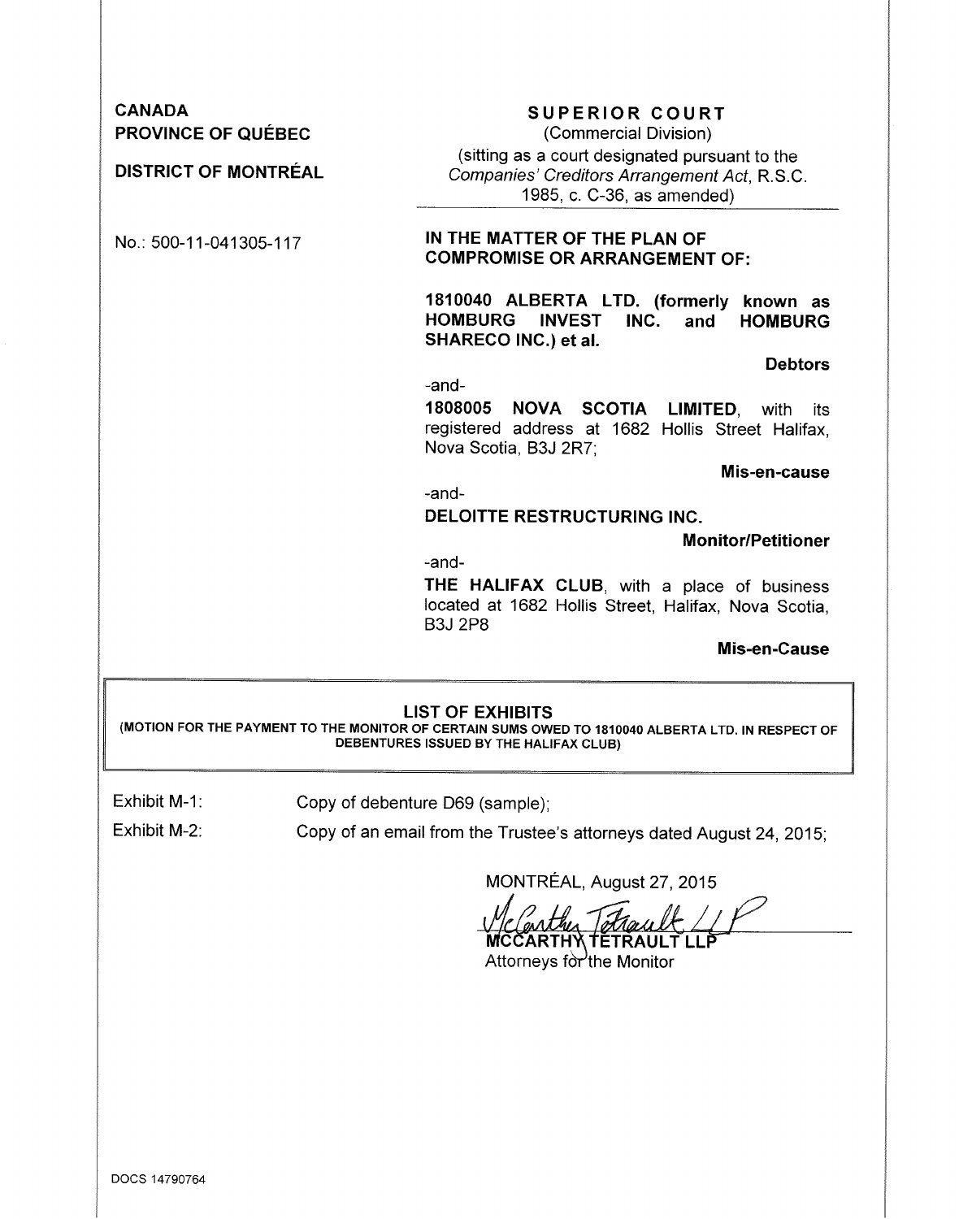**CANADA**
**PROVINCE OF QUÉBEC**

**DISTRICT OF MONTRÉAL**

No.: 500-11-041305-117

**SUPERIOR COURT**
(Commercial Division)
(sitting as a court designated pursuant to the *Companies' Creditors Arrangement Act*, R.S.C. 1985, c. C-36, as amended)

---

**IN THE MATTER OF THE PLAN OF COMPROMISE OR ARRANGEMENT OF:**

**1810040 ALBERTA LTD. (formerly known as HOMBURG INVEST INC. and HOMBURG SHARECO INC.) et al.**

**Debtors**

-and-

**1808005 NOVA SCOTIA LIMITED**, with its registered address at 1682 Hollis Street Halifax, Nova Scotia, B3J 2R7;

**Mis-en-cause**

-and-

**DELOITTE RESTRUCTURING INC.**

**Monitor/Petitioner**

-and-

**THE HALIFAX CLUB**, with a place of business located at 1682 Hollis Street, Halifax, Nova Scotia, B3J 2P8

**Mis-en-Cause**

---

**LIST OF EXHIBITS**
**(MOTION FOR THE PAYMENT TO THE MONITOR OF CERTAIN SUMS OWED TO 1810040 ALBERTA LTD. IN RESPECT OF DEBENTURES ISSUED BY THE HALIFAX CLUB)**

---

Exhibit M-1: Copy of debenture D69 (sample);

Exhibit M-2: Copy of an email from the Trustee's attorneys dated August 24, 2015;

MONTRÉAL, August 27, 2015

*McCarthy Tétrault LLP*
**MCCARTHY TÉTRAULT LLP**
Attorneys for the Monitor

DOCS 14790764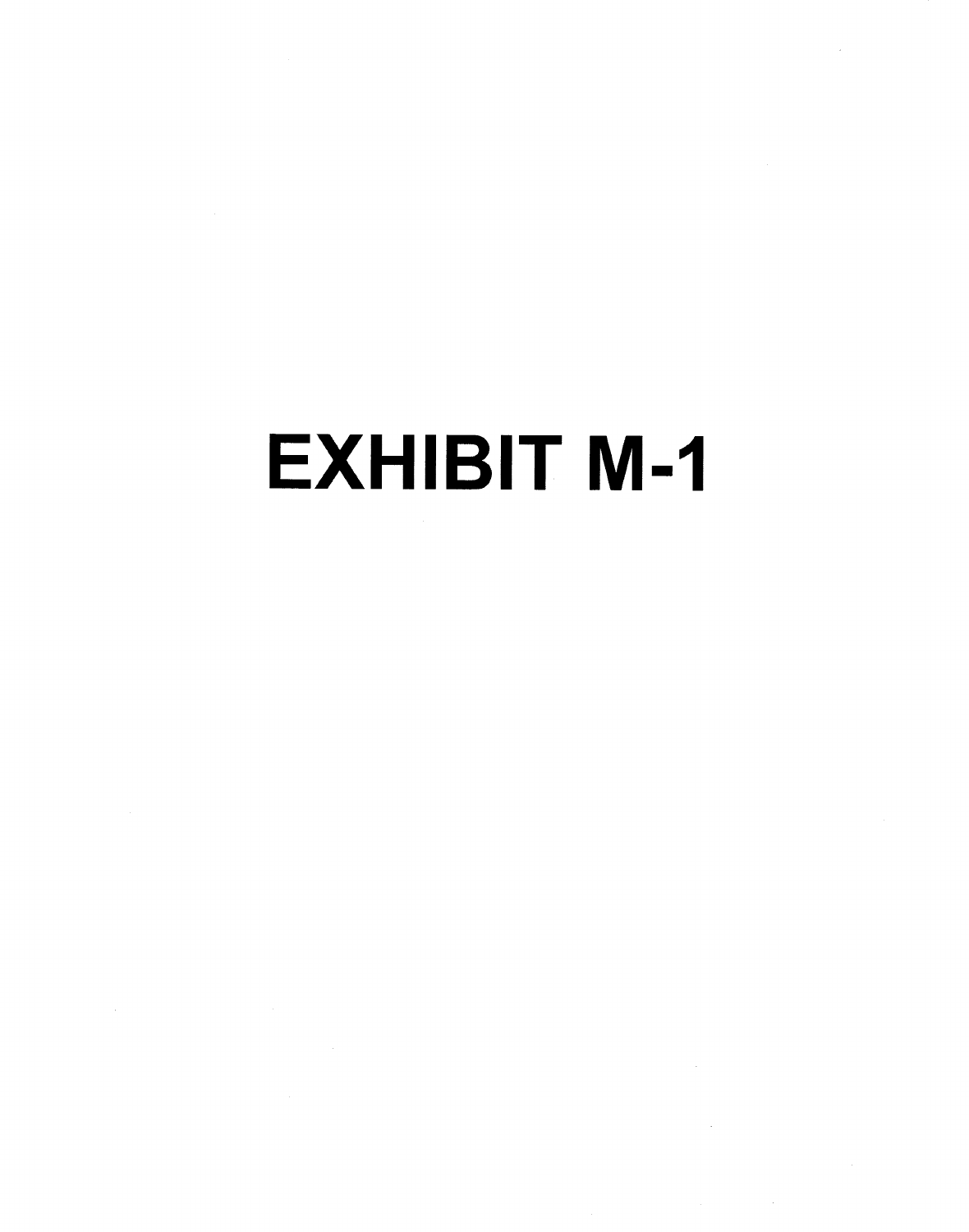# EXHIBIT M-1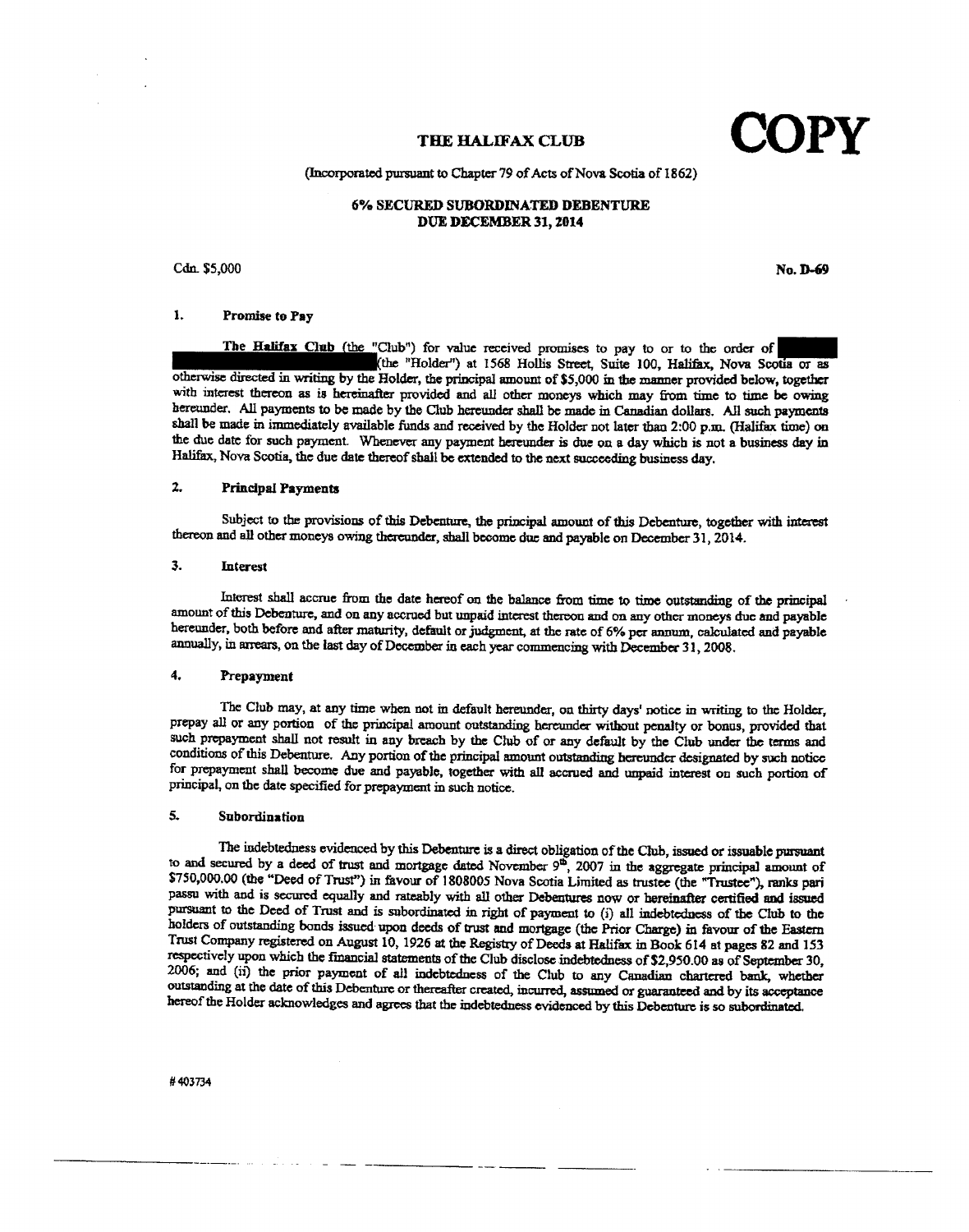**COPY**

# THE HALIFAX CLUB

(Incorporated pursuant to Chapter 79 of Acts of Nova Scotia of 1862)

## 6% SECURED SUBORDINATED DEBENTURE DUE DECEMBER 31, 2014

Cdn. $5,000 **No. D-69**

### 1. Promise to Pay

The Halifax Club (the "Club") for value received promises to pay to or to the order of (the "Holder") at 1568 Hollis Street, Suite 100, Halifax, Nova Scotia or as otherwise directed in writing by the Holder, the principal amount of $5,000 in the manner provided below, together with interest thereon as is hereinafter provided and all other moneys which may from time to time be owing hereunder. All payments to be made by the Club hereunder shall be made in Canadian dollars. All such payments shall be made in immediately available funds and received by the Holder not later than 2:00 p.m. (Halifax time) on the due date for such payment. Whenever any payment hereunder is due on a day which is not a business day in Halifax, Nova Scotia, the due date thereof shall be extended to the next succeeding business day.

### 2. Principal Payments

Subject to the provisions of this Debenture, the principal amount of this Debenture, together with interest thereon and all other moneys owing thereunder, shall become due and payable on December 31, 2014.

### 3. Interest

Interest shall accrue from the date hereof on the balance from time to time outstanding of the principal amount of this Debenture, and on any accrued but unpaid interest thereon and on any other moneys due and payable hereunder, both before and after maturity, default or judgment, at the rate of 6% per annum, calculated and payable annually, in arrears, on the last day of December in each year commencing with December 31, 2008.

### 4. Prepayment

The Club may, at any time when not in default hereunder, on thirty days' notice in writing to the Holder, prepay all or any portion of the principal amount outstanding hereunder without penalty or bonus, provided that such prepayment shall not result in any breach by the Club of or any default by the Club under the terms and conditions of this Debenture. Any portion of the principal amount outstanding hereunder designated by such notice for prepayment shall become due and payable, together with all accrued and unpaid interest on such portion of principal, on the date specified for prepayment in such notice.

### 5. Subordination

The indebtedness evidenced by this Debenture is a direct obligation of the Club, issued or issuable pursuant to and secured by a deed of trust and mortgage dated November 9th, 2007 in the aggregate principal amount of $750,000.00 (the "Deed of Trust") in favour of 1808005 Nova Scotia Limited as trustee (the "Trustee"), ranks pari passu with and is secured equally and rateably with all other Debentures now or hereinafter certified and issued pursuant to the Deed of Trust and is subordinated in right of payment to (i) all indebtedness of the Club to the holders of outstanding bonds issued upon deeds of trust and mortgage (the Prior Charge) in favour of the Eastern Trust Company registered on August 10, 1926 at the Registry of Deeds at Halifax in Book 614 at pages 82 and 153 respectively upon which the financial statements of the Club disclose indebtedness of $2,950.00 as of September 30, 2006; and (ii) the prior payment of all indebtedness of the Club to any Canadian chartered bank, whether outstanding at the date of this Debenture or thereafter created, incurred, assumed or guaranteed and by its acceptance hereof the Holder acknowledges and agrees that the indebtedness evidenced by this Debenture is so subordinated.

# 403734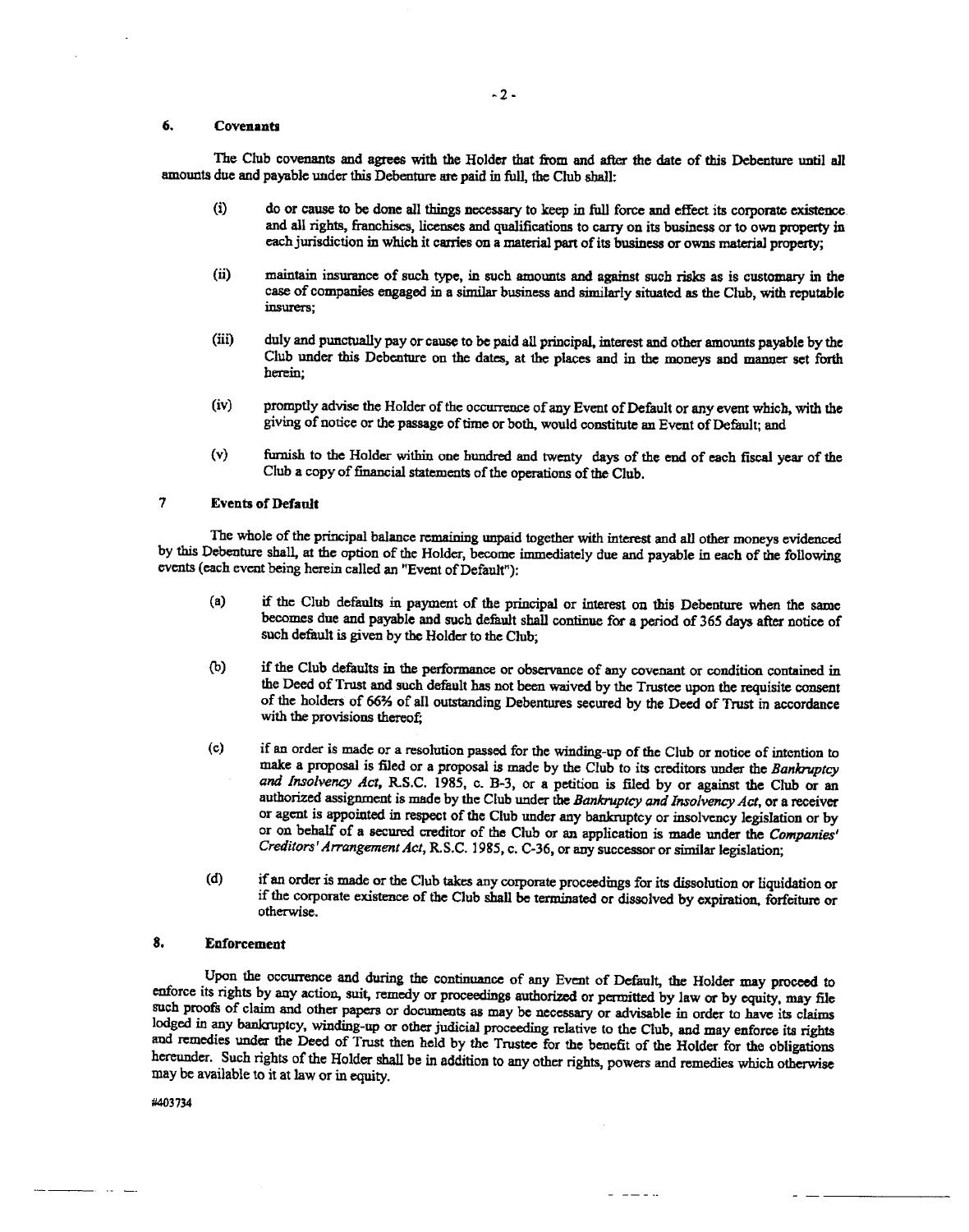## 6. Covenants

The Club covenants and agrees with the Holder that from and after the date of this Debenture until all amounts due and payable under this Debenture are paid in full, the Club shall:

(i) do or cause to be done all things necessary to keep in full force and effect its corporate existence and all rights, franchises, licenses and qualifications to carry on its business or to own property in each jurisdiction in which it carries on a material part of its business or owns material property;

(ii) maintain insurance of such type, in such amounts and against such risks as is customary in the case of companies engaged in a similar business and similarly situated as the Club, with reputable insurers;

(iii) duly and punctually pay or cause to be paid all principal, interest and other amounts payable by the Club under this Debenture on the dates, at the places and in the moneys and manner set forth herein;

(iv) promptly advise the Holder of the occurrence of any Event of Default or any event which, with the giving of notice or the passage of time or both, would constitute an Event of Default; and

(v) furnish to the Holder within one hundred and twenty days of the end of each fiscal year of the Club a copy of financial statements of the operations of the Club.

## 7 Events of Default

The whole of the principal balance remaining unpaid together with interest and all other moneys evidenced by this Debenture shall, at the option of the Holder, become immediately due and payable in each of the following events (each event being herein called an "Event of Default"):

(a) if the Club defaults in payment of the principal or interest on this Debenture when the same becomes due and payable and such default shall continue for a period of 365 days after notice of such default is given by the Holder to the Club;

(b) if the Club defaults in the performance or observance of any covenant or condition contained in the Deed of Trust and such default has not been waived by the Trustee upon the requisite consent of the holders of 66⅔ of all outstanding Debentures secured by the Deed of Trust in accordance with the provisions thereof;

(c) if an order is made or a resolution passed for the winding-up of the Club or notice of intention to make a proposal is filed or a proposal is made by the Club to its creditors under the *Bankruptcy and Insolvency Act*, R.S.C. 1985, c. B-3, or a petition is filed by or against the Club or an authorized assignment is made by the Club under the *Bankruptcy and Insolvency Act*, or a receiver or agent is appointed in respect of the Club under any bankruptcy or insolvency legislation or by or on behalf of a secured creditor of the Club or an application is made under the *Companies' Creditors' Arrangement Act*, R.S.C. 1985, c. C-36, or any successor or similar legislation;

(d) if an order is made or the Club takes any corporate proceedings for its dissolution or liquidation or if the corporate existence of the Club shall be terminated or dissolved by expiration, forfeiture or otherwise.

## 8. Enforcement

Upon the occurrence and during the continuance of any Event of Default, the Holder may proceed to enforce its rights by any action, suit, remedy or proceedings authorized or permitted by law or by equity, may file such proofs of claim and other papers or documents as may be necessary or advisable in order to have its claims lodged in any bankruptcy, winding-up or other judicial proceeding relative to the Club, and may enforce its rights and remedies under the Deed of Trust then held by the Trustee for the benefit of the Holder for the obligations hereunder. Such rights of the Holder shall be in addition to any other rights, powers and remedies which otherwise may be available to it at law or in equity.

#403734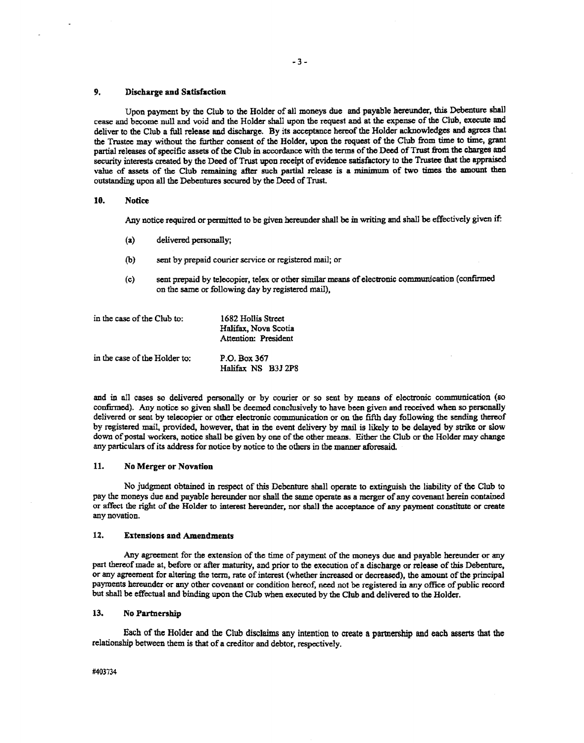### 9. Discharge and Satisfaction

Upon payment by the Club to the Holder of all moneys due and payable hereunder, this Debenture shall cease and become null and void and the Holder shall upon the request and at the expense of the Club, execute and deliver to the Club a full release and discharge. By its acceptance hereof the Holder acknowledges and agrees that the Trustee may without the further consent of the Holder, upon the request of the Club from time to time, grant partial releases of specific assets of the Club in accordance with the terms of the Deed of Trust from the charges and security interests created by the Deed of Trust upon receipt of evidence satisfactory to the Trustee that the appraised value of assets of the Club remaining after such partial release is a minimum of two times the amount then outstanding upon all the Debentures secured by the Deed of Trust.

### 10. Notice

Any notice required or permitted to be given hereunder shall be in writing and shall be effectively given if:

(a) delivered personally;

(b) sent by prepaid courier service or registered mail; or

(c) sent prepaid by telecopier, telex or other similar means of electronic communication (confirmed on the same or following day by registered mail),

in the case of the Club to:
1682 Hollis Street
Halifax, Nova Scotia
Attention: President

in the case of the Holder to:
P.O. Box 367
Halifax NS B3J 2P8

and in all cases so delivered personally or by courier or so sent by means of electronic communication (so confirmed). Any notice so given shall be deemed conclusively to have been given and received when so personally delivered or sent by telecopier or other electronic communication or on the fifth day following the sending thereof by registered mail, provided, however, that in the event delivery by mail is likely to be delayed by strike or slow down of postal workers, notice shall be given by one of the other means. Either the Club or the Holder may change any particulars of its address for notice by notice to the others in the manner aforesaid.

### 11. No Merger or Novation

No judgment obtained in respect of this Debenture shall operate to extinguish the liability of the Club to pay the moneys due and payable hereunder nor shall the same operate as a merger of any covenant herein contained or affect the right of the Holder to interest hereunder, nor shall the acceptance of any payment constitute or create any novation.

### 12. Extensions and Amendments

Any agreement for the extension of the time of payment of the moneys due and payable hereunder or any part thereof made at, before or after maturity, and prior to the execution of a discharge or release of this Debenture, or any agreement for altering the term, rate of interest (whether increased or decreased), the amount of the principal payments hereunder or any other covenant or condition hereof, need not be registered in any office of public record but shall be effectual and binding upon the Club when executed by the Club and delivered to the Holder.

### 13. No Partnership

Each of the Holder and the Club disclaims any intention to create a partnership and each asserts that the relationship between them is that of a creditor and debtor, respectively.

#403734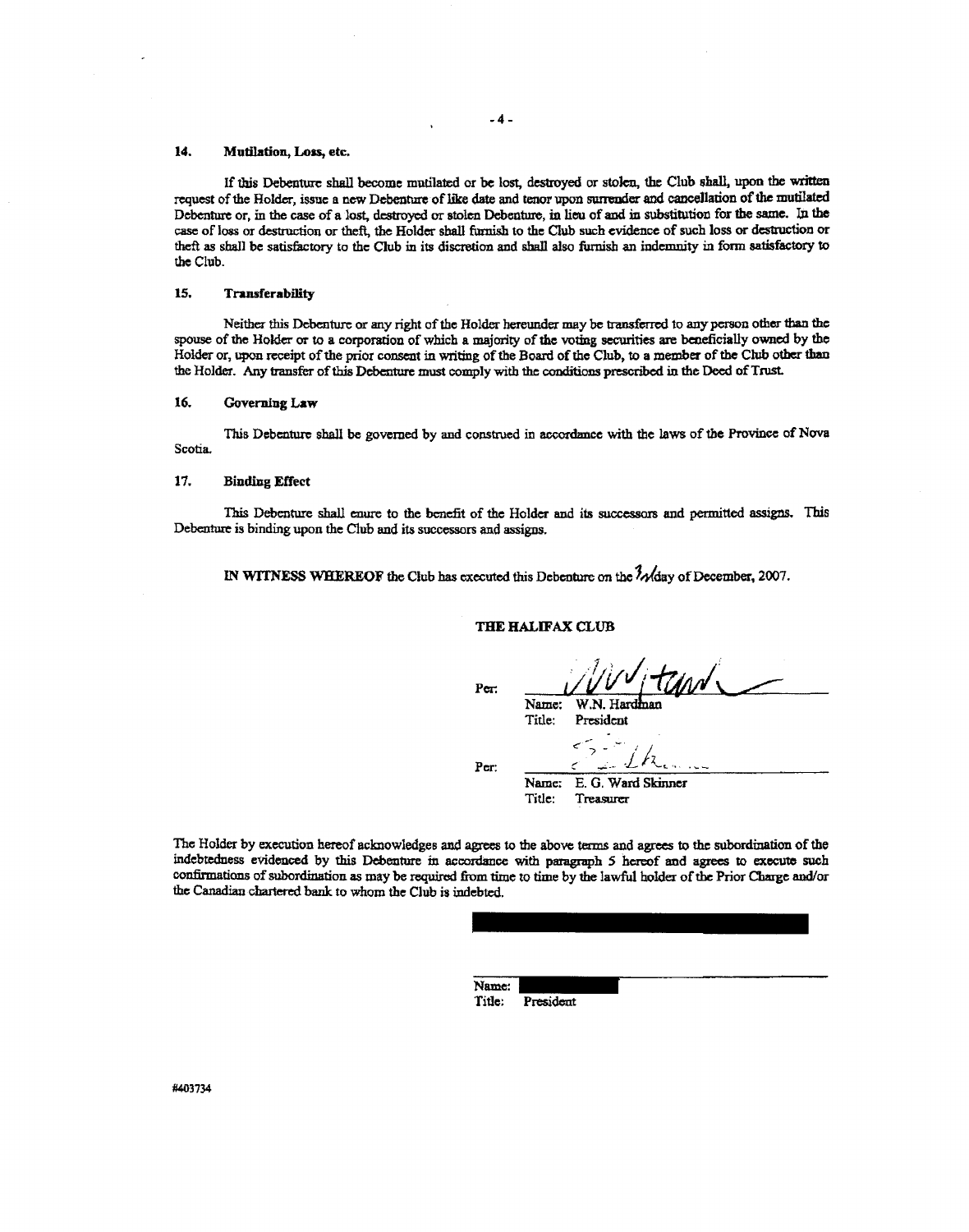### 14. Mutilation, Loss, etc.

If this Debenture shall become mutilated or be lost, destroyed or stolen, the Club shall, upon the written request of the Holder, issue a new Debenture of like date and tenor upon surrender and cancellation of the mutilated Debenture or, in the case of a lost, destroyed or stolen Debenture, in lieu of and in substitution for the same. In the case of loss or destruction or theft, the Holder shall furnish to the Club such evidence of such loss or destruction or theft as shall be satisfactory to the Club in its discretion and shall also furnish an indemnity in form satisfactory to the Club.

### 15. Transferability

Neither this Debenture or any right of the Holder hereunder may be transferred to any person other than the spouse of the Holder or to a corporation of which a majority of the voting securities are beneficially owned by the Holder or, upon receipt of the prior consent in writing of the Board of the Club, to a member of the Club other than the Holder. Any transfer of this Debenture must comply with the conditions prescribed in the Deed of Trust.

### 16. Governing Law

This Debenture shall be governed by and construed in accordance with the laws of the Province of Nova Scotia.

### 17. Binding Effect

This Debenture shall enure to the benefit of the Holder and its successors and permitted assigns. This Debenture is binding upon the Club and its successors and assigns.

**IN WITNESS WHEREOF** the Club has executed this Debenture on the 3rd day of December, 2007.

**THE HALIFAX CLUB**

Per: ______________________
Name: W.N. Hardman
Title: President

Per: ______________________
Name: E. G. Ward Skinner
Title: Treasurer

The Holder by execution hereof acknowledges and agrees to the above terms and agrees to the subordination of the indebtedness evidenced by this Debenture in accordance with paragraph 5 hereof and agrees to execute such confirmations of subordination as may be required from time to time by the lawful holder of the Prior Charge and/or the Canadian chartered bank to whom the Club is indebted.

[REDACTED]

______________________
Name: [REDACTED]
Title: President

#403734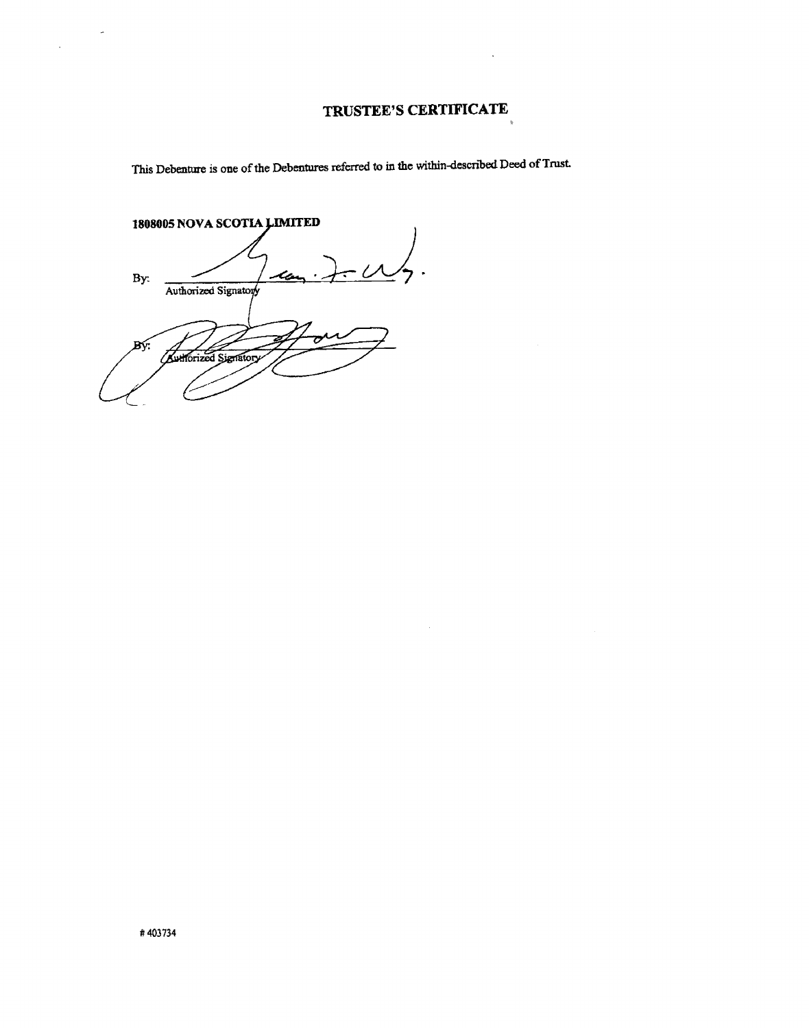# TRUSTEE'S CERTIFICATE

This Debenture is one of the Debentures referred to in the within-described Deed of Trust.

**1808005 NOVA SCOTIA LIMITED**

By: ______________________
Authorized Signatory

By: ______________________
Authorized Signatory

# 403734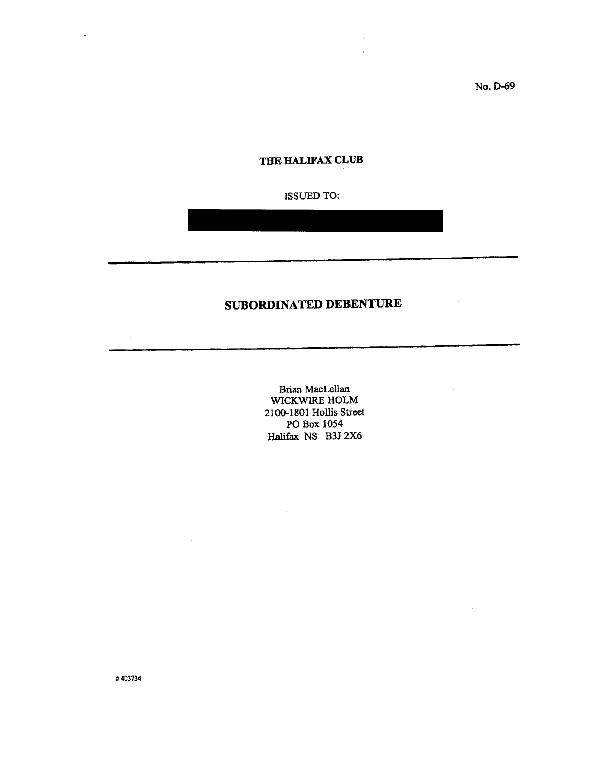No. D-69

**THE HALIFAX CLUB**

ISSUED TO:

---

## SUBORDINATED DEBENTURE

---

Brian MacLellan
WICKWIRE HOLM
2100-1801 Hollis Street
PO Box 1054
Halifax NS B3J 2X6

# 403734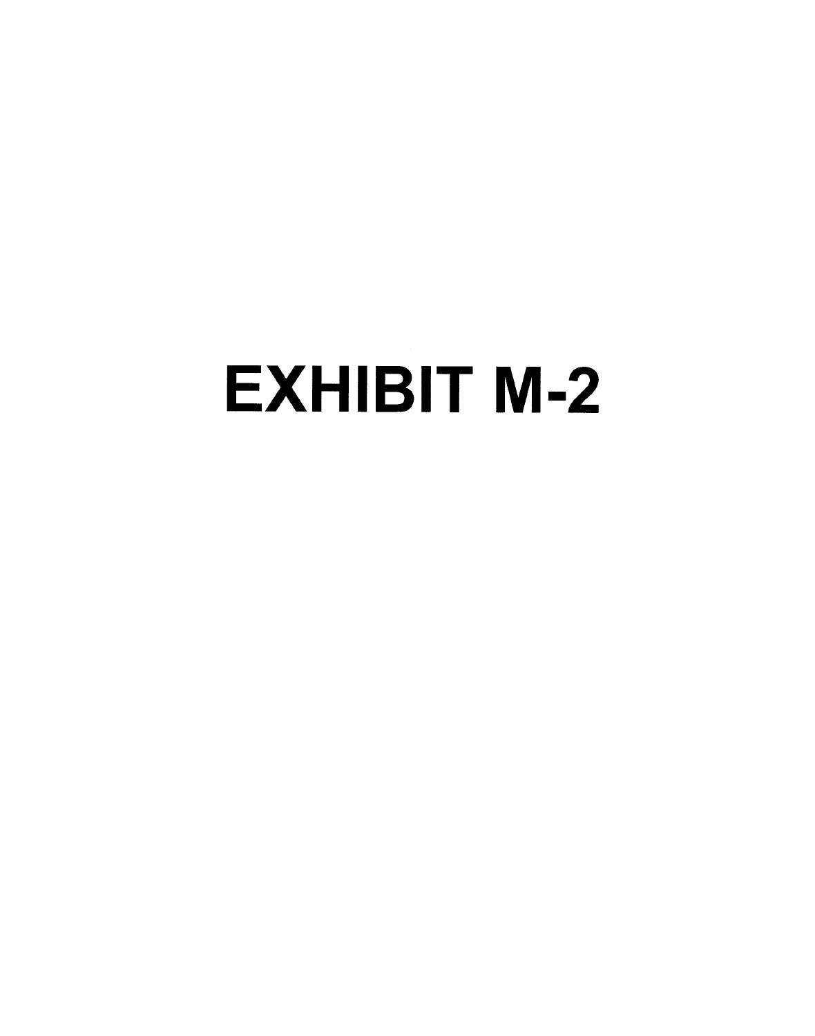# EXHIBIT M-2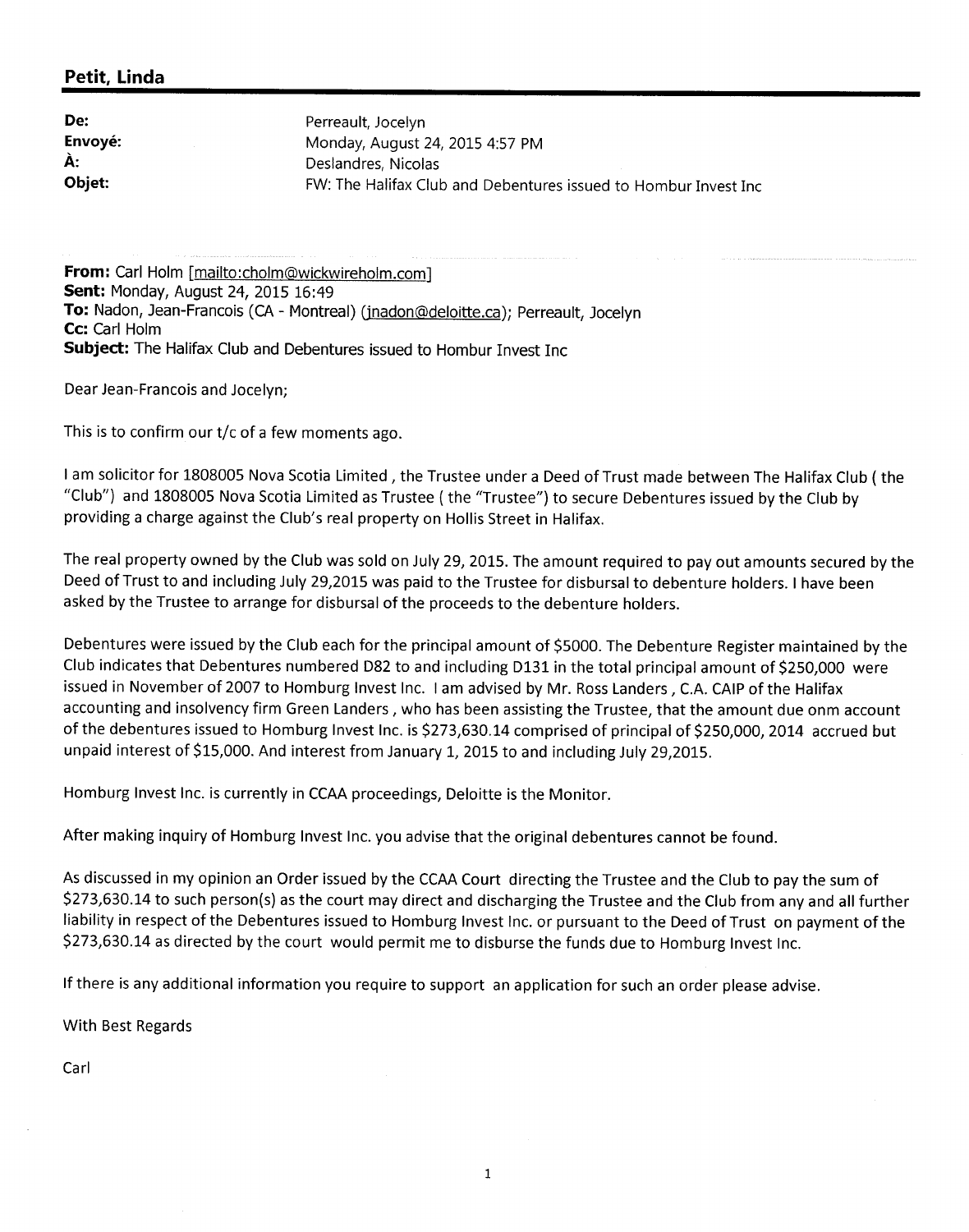## Petit, Linda

| | |
|---|---|
| **De:** | Perreault, Jocelyn |
| **Envoyé:** | Monday, August 24, 2015 4:57 PM |
| **À:** | Deslandres, Nicolas |
| **Objet:** | FW: The Halifax Club and Debentures issued to Hombur Invest Inc |

**From:** Carl Holm [mailto:cholm@wickwireholm.com]
**Sent:** Monday, August 24, 2015 16:49
**To:** Nadon, Jean-Francois (CA - Montreal) (jnadon@deloitte.ca); Perreault, Jocelyn
**Cc:** Carl Holm
**Subject:** The Halifax Club and Debentures issued to Hombur Invest Inc

Dear Jean-Francois and Jocelyn;

This is to confirm our t/c of a few moments ago.

I am solicitor for 1808005 Nova Scotia Limited , the Trustee under a Deed of Trust made between The Halifax Club ( the "Club") and 1808005 Nova Scotia Limited as Trustee ( the "Trustee") to secure Debentures issued by the Club by providing a charge against the Club's real property on Hollis Street in Halifax.

The real property owned by the Club was sold on July 29, 2015. The amount required to pay out amounts secured by the Deed of Trust to and including July 29,2015 was paid to the Trustee for disbursal to debenture holders. I have been asked by the Trustee to arrange for disbursal of the proceeds to the debenture holders.

Debentures were issued by the Club each for the principal amount of $5000. The Debenture Register maintained by the Club indicates that Debentures numbered D82 to and including D131 in the total principal amount of $250,000 were issued in November of 2007 to Homburg Invest Inc. I am advised by Mr. Ross Landers , C.A. CAIP of the Halifax accounting and insolvency firm Green Landers , who has been assisting the Trustee, that the amount due onm account of the debentures issued to Homburg Invest Inc. is $273,630.14 comprised of principal of $250,000, 2014 accrued but unpaid interest of $15,000. And interest from January 1, 2015 to and including July 29,2015.

Homburg Invest Inc. is currently in CCAA proceedings, Deloitte is the Monitor.

After making inquiry of Homburg Invest Inc. you advise that the original debentures cannot be found.

As discussed in my opinion an Order issued by the CCAA Court directing the Trustee and the Club to pay the sum of $273,630.14 to such person(s) as the court may direct and discharging the Trustee and the Club from any and all further liability in respect of the Debentures issued to Homburg Invest Inc. or pursuant to the Deed of Trust on payment of the $273,630.14 as directed by the court would permit me to disburse the funds due to Homburg Invest Inc.

If there is any additional information you require to support an application for such an order please advise.

With Best Regards

Carl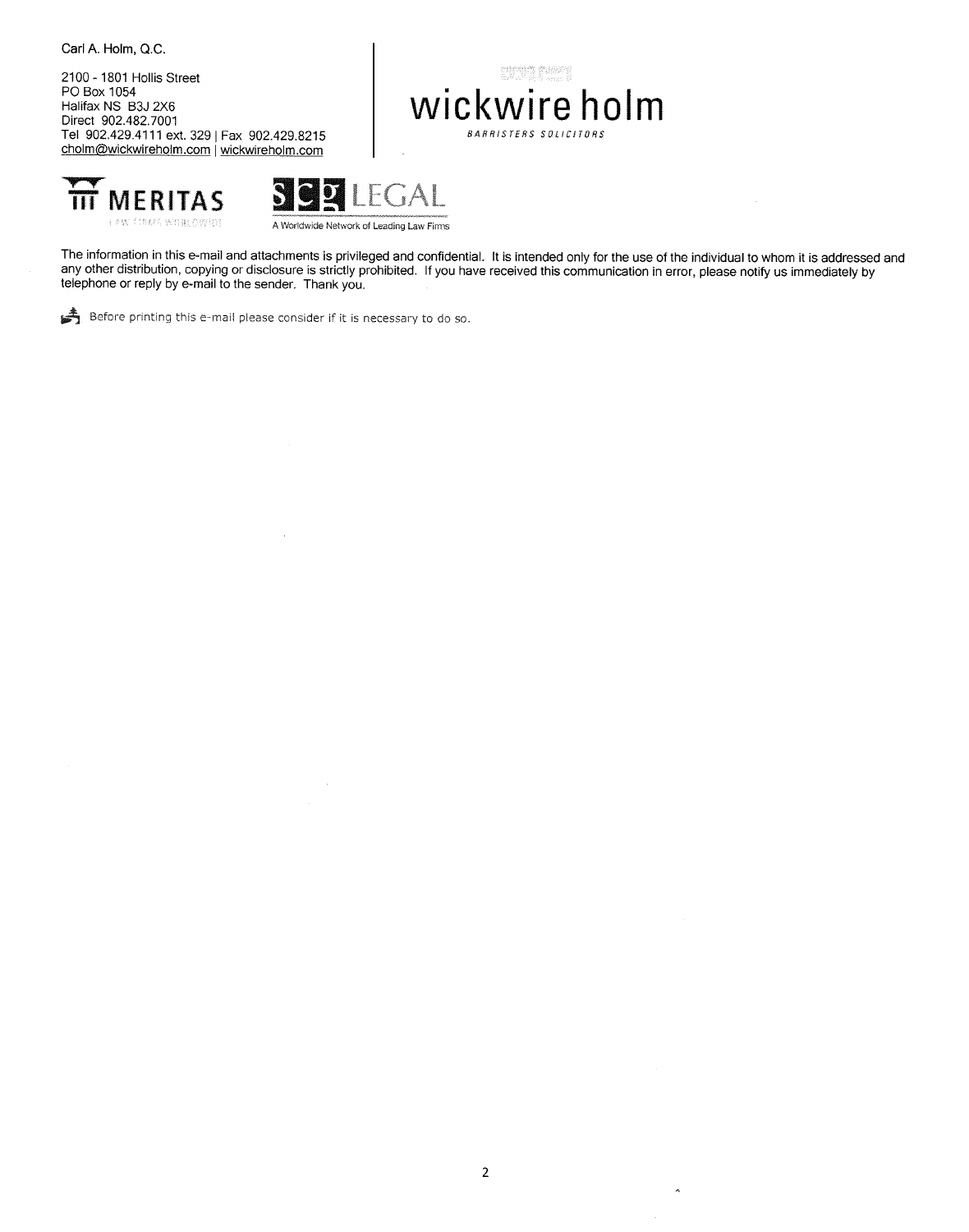Carl A. Holm, Q.C.

2100 - 1801 Hollis Street
PO Box 1054
Halifax NS B3J 2X6
Direct 902.482.7001
Tel 902.429.4111 ext. 329 | Fax 902.429.8215
cholm@wickwireholm.com | wickwireholm.com

wickwire holm

BARRISTERS SOLICITORS

MERITAS

SCG LEGAL

A Worldwide Network of Leading Law Firms

The information in this e-mail and attachments is privileged and confidential. It is intended only for the use of the individual to whom it is addressed and any other distribution, copying or disclosure is strictly prohibited. If you have received this communication in error, please notify us immediately by telephone or reply by e-mail to the sender. Thank you.

Before printing this e-mail please consider if it is necessary to do so.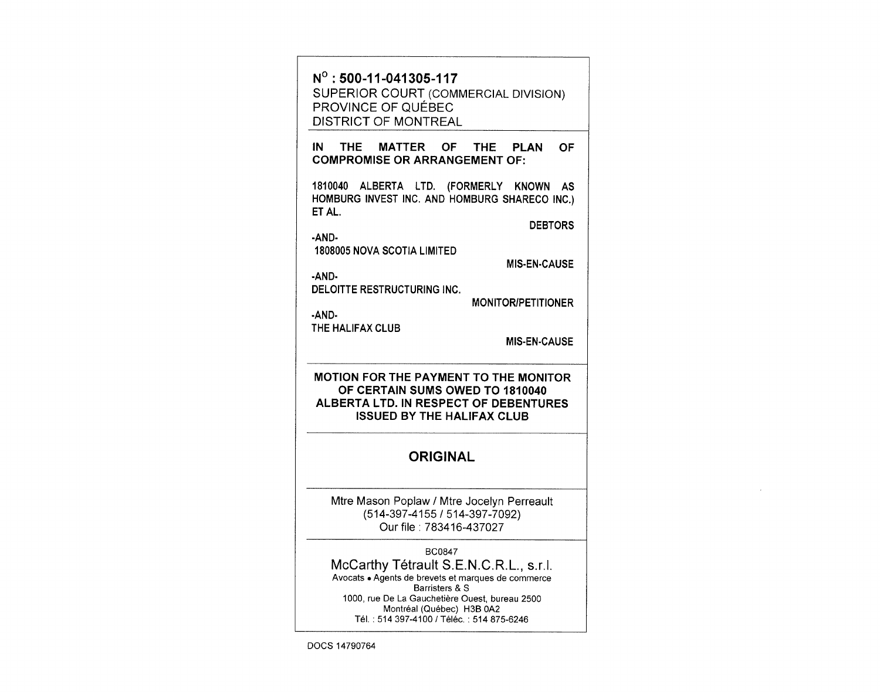N$^{O}$ : **500-11-041305-117**

SUPERIOR COURT (COMMERCIAL DIVISION)
PROVINCE OF QUÉBEC
DISTRICT OF MONTREAL

**IN THE MATTER OF THE PLAN OF COMPROMISE OR ARRANGEMENT OF:**

**1810040 ALBERTA LTD. (FORMERLY KNOWN AS HOMBURG INVEST INC. AND HOMBURG SHARECO INC.) ET AL.**

**DEBTORS**

**-AND-**

**1808005 NOVA SCOTIA LIMITED**

**MIS-EN-CAUSE**

**-AND-**

**DELOITTE RESTRUCTURING INC.**

**MONITOR/PETITIONER**

**-AND-**

**THE HALIFAX CLUB**

**MIS-EN-CAUSE**

**MOTION FOR THE PAYMENT TO THE MONITOR OF CERTAIN SUMS OWED TO 1810040 ALBERTA LTD. IN RESPECT OF DEBENTURES ISSUED BY THE HALIFAX CLUB**

## ORIGINAL

Mtre Mason Poplaw / Mtre Jocelyn Perreault
(514-397-4155 / 514-397-7092)
Our file : 783416-437027

BC0847

McCarthy Tétrault S.E.N.C.R.L., s.r.l.
Avocats • Agents de brevets et marques de commerce
Barristers & S
1000, rue De La Gauchetière Ouest, bureau 2500
Montréal (Québec) H3B 0A2
Tél. : 514 397-4100 / Téléc. : 514 875-6246

DOCS 14790764